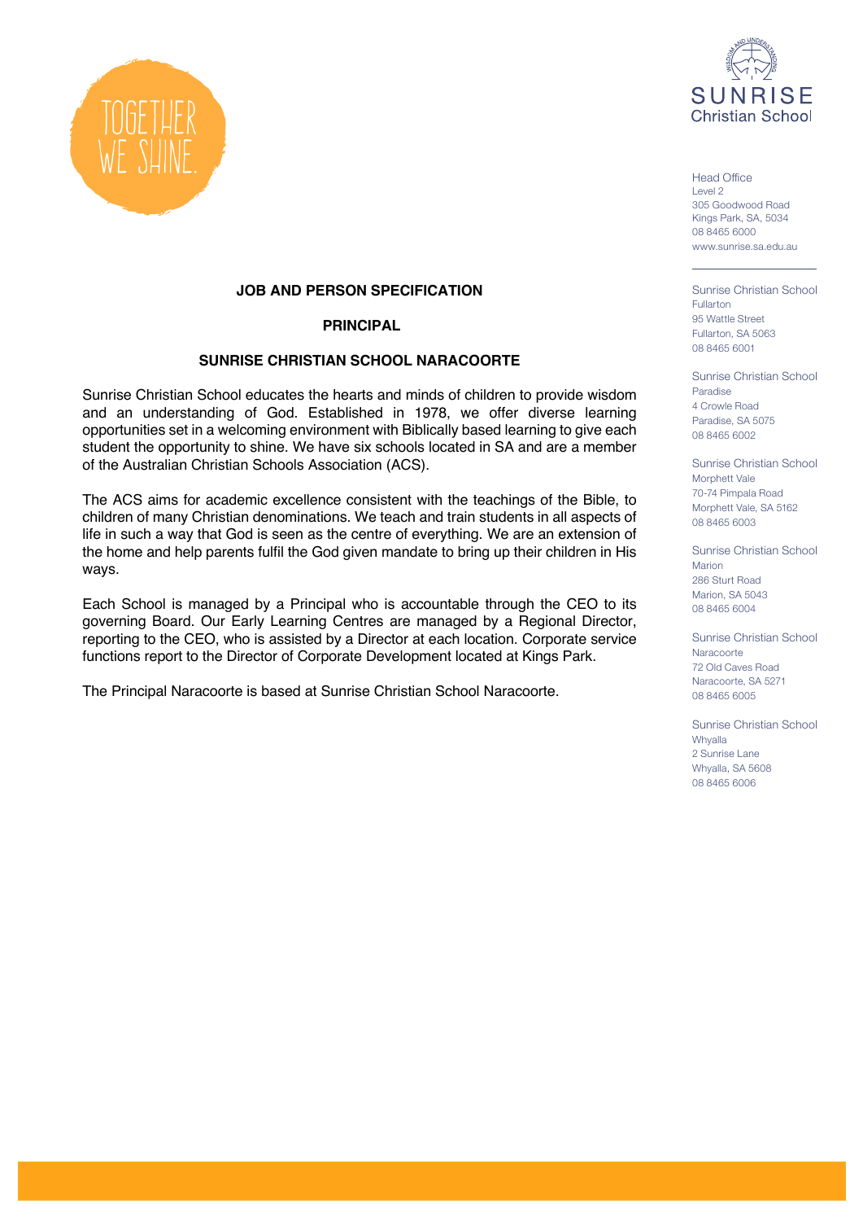TOGETHER WE SHINE.

SUNRISE Christian School

Head Office
Level 2
305 Goodwood Road
Kings Park, SA, 5034
08 8465 6000
www.sunrise.sa.edu.au

Sunrise Christian School
Fullarton
95 Wattle Street
Fullarton, SA 5063
08 8465 6001

Sunrise Christian School
Paradise
4 Crowle Road
Paradise, SA 5075
08 8465 6002

Sunrise Christian School
Morphett Vale
70-74 Pimpala Road
Morphett Vale, SA 5162
08 8465 6003

Sunrise Christian School
Marion
286 Sturt Road
Marion, SA 5043
08 8465 6004

Sunrise Christian School
Naracoorte
72 Old Caves Road
Naracoorte, SA 5271
08 8465 6005

Sunrise Christian School
Whyalla
2 Sunrise Lane
Whyalla, SA 5608
08 8465 6006

# JOB AND PERSON SPECIFICATION

## PRINCIPAL

## SUNRISE CHRISTIAN SCHOOL NARACOORTE

Sunrise Christian School educates the hearts and minds of children to provide wisdom and an understanding of God. Established in 1978, we offer diverse learning opportunities set in a welcoming environment with Biblically based learning to give each student the opportunity to shine. We have six schools located in SA and are a member of the Australian Christian Schools Association (ACS).

The ACS aims for academic excellence consistent with the teachings of the Bible, to children of many Christian denominations. We teach and train students in all aspects of life in such a way that God is seen as the centre of everything. We are an extension of the home and help parents fulfil the God given mandate to bring up their children in His ways.

Each School is managed by a Principal who is accountable through the CEO to its governing Board. Our Early Learning Centres are managed by a Regional Director, reporting to the CEO, who is assisted by a Director at each location. Corporate service functions report to the Director of Corporate Development located at Kings Park.

The Principal Naracoorte is based at Sunrise Christian School Naracoorte.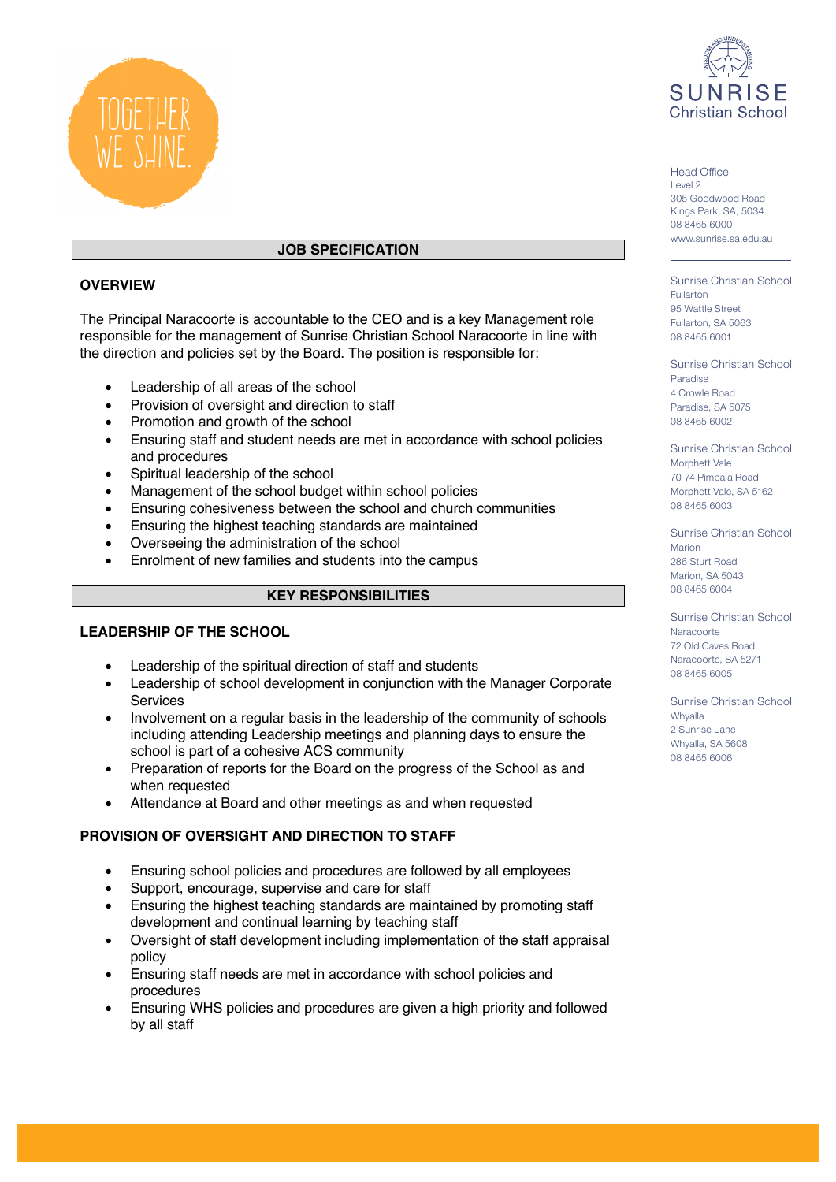## JOB SPECIFICATION

### OVERVIEW

The Principal Naracoorte is accountable to the CEO and is a key Management role responsible for the management of Sunrise Christian School Naracoorte in line with the direction and policies set by the Board. The position is responsible for:

- Leadership of all areas of the school
- Provision of oversight and direction to staff
- Promotion and growth of the school
- Ensuring staff and student needs are met in accordance with school policies and procedures
- Spiritual leadership of the school
- Management of the school budget within school policies
- Ensuring cohesiveness between the school and church communities
- Ensuring the highest teaching standards are maintained
- Overseeing the administration of the school
- Enrolment of new families and students into the campus

## KEY RESPONSIBILITIES

### LEADERSHIP OF THE SCHOOL

- Leadership of the spiritual direction of staff and students
- Leadership of school development in conjunction with the Manager Corporate Services
- Involvement on a regular basis in the leadership of the community of schools including attending Leadership meetings and planning days to ensure the school is part of a cohesive ACS community
- Preparation of reports for the Board on the progress of the School as and when requested
- Attendance at Board and other meetings as and when requested

### PROVISION OF OVERSIGHT AND DIRECTION TO STAFF

- Ensuring school policies and procedures are followed by all employees
- Support, encourage, supervise and care for staff
- Ensuring the highest teaching standards are maintained by promoting staff development and continual learning by teaching staff
- Oversight of staff development including implementation of the staff appraisal policy
- Ensuring staff needs are met in accordance with school policies and procedures
- Ensuring WHS policies and procedures are given a high priority and followed by all staff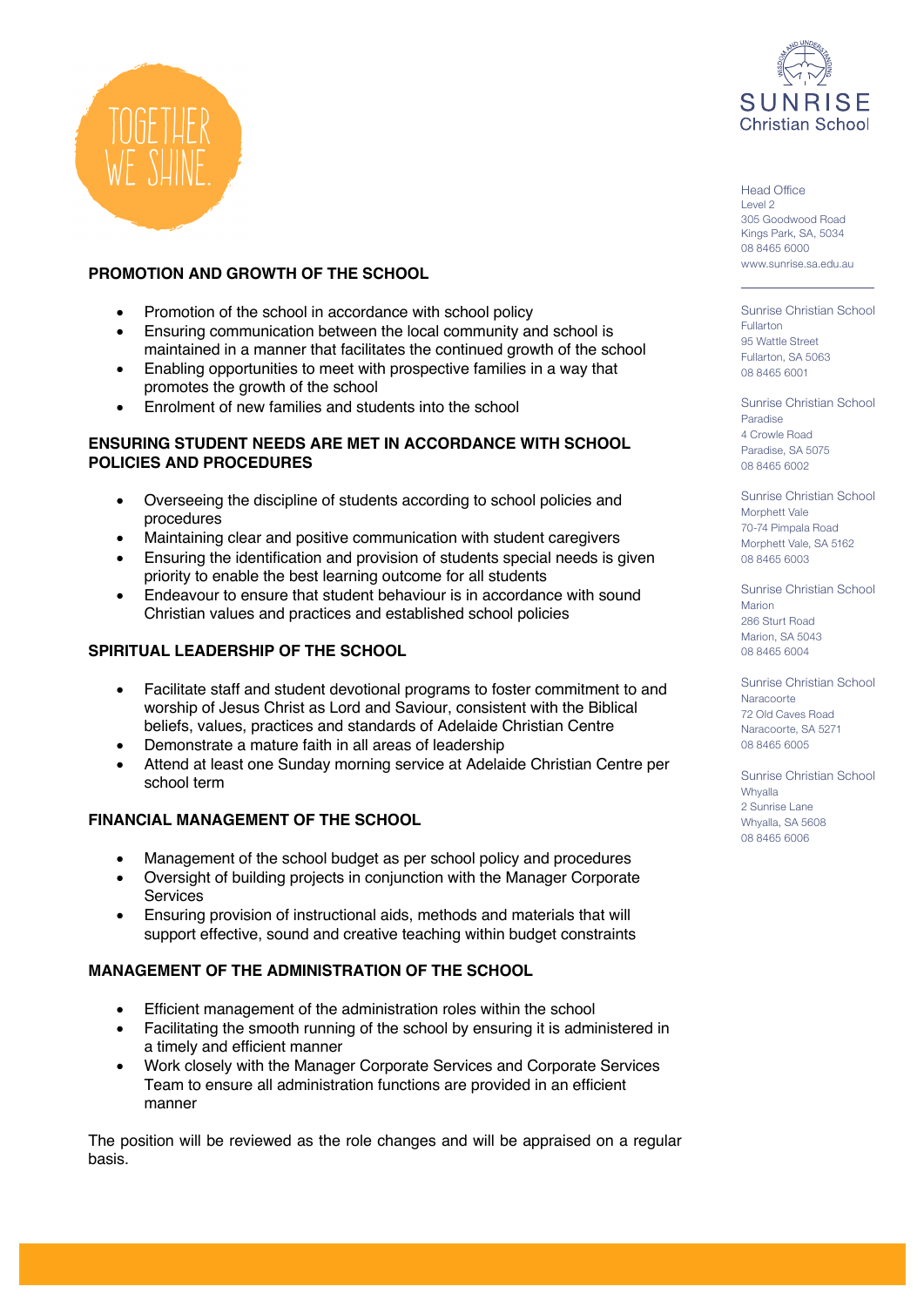## PROMOTION AND GROWTH OF THE SCHOOL

- Promotion of the school in accordance with school policy
- Ensuring communication between the local community and school is maintained in a manner that facilitates the continued growth of the school
- Enabling opportunities to meet with prospective families in a way that promotes the growth of the school
- Enrolment of new families and students into the school

## ENSURING STUDENT NEEDS ARE MET IN ACCORDANCE WITH SCHOOL POLICIES AND PROCEDURES

- Overseeing the discipline of students according to school policies and procedures
- Maintaining clear and positive communication with student caregivers
- Ensuring the identification and provision of students special needs is given priority to enable the best learning outcome for all students
- Endeavour to ensure that student behaviour is in accordance with sound Christian values and practices and established school policies

## SPIRITUAL LEADERSHIP OF THE SCHOOL

- Facilitate staff and student devotional programs to foster commitment to and worship of Jesus Christ as Lord and Saviour, consistent with the Biblical beliefs, values, practices and standards of Adelaide Christian Centre
- Demonstrate a mature faith in all areas of leadership
- Attend at least one Sunday morning service at Adelaide Christian Centre per school term

## FINANCIAL MANAGEMENT OF THE SCHOOL

- Management of the school budget as per school policy and procedures
- Oversight of building projects in conjunction with the Manager Corporate Services
- Ensuring provision of instructional aids, methods and materials that will support effective, sound and creative teaching within budget constraints

## MANAGEMENT OF THE ADMINISTRATION OF THE SCHOOL

- Efficient management of the administration roles within the school
- Facilitating the smooth running of the school by ensuring it is administered in a timely and efficient manner
- Work closely with the Manager Corporate Services and Corporate Services Team to ensure all administration functions are provided in an efficient manner

The position will be reviewed as the role changes and will be appraised on a regular basis.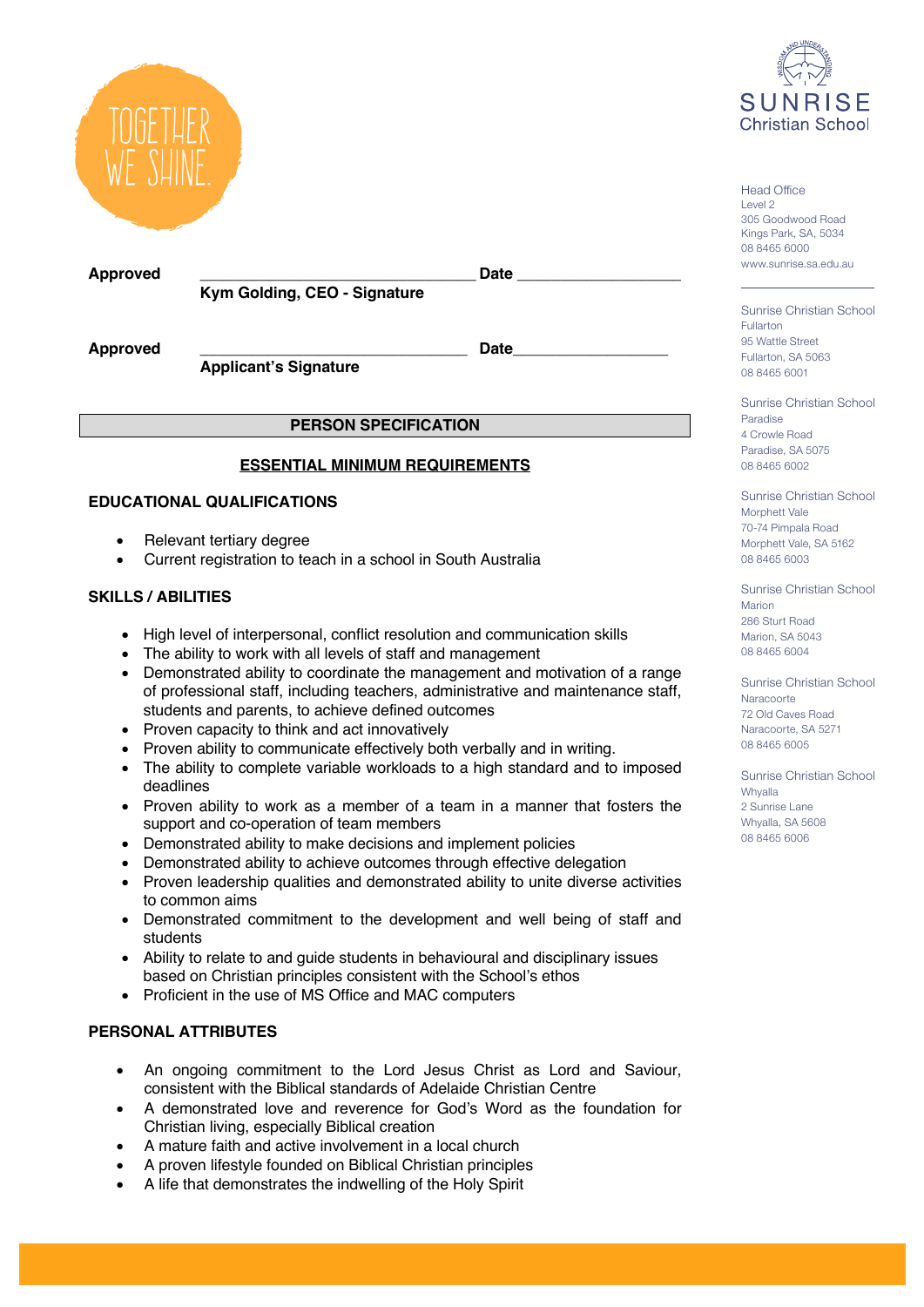**Approved** \_\_\_\_\_\_\_\_\_\_\_\_\_\_\_\_\_\_\_\_\_\_\_\_\_\_\_\_\_\_\_\_ **Date** \_\_\_\_\_\_\_\_\_\_\_\_\_\_\_\_\_\_\_\_
**Kym Golding, CEO - Signature**

**Approved** \_\_\_\_\_\_\_\_\_\_\_\_\_\_\_\_\_\_\_\_\_\_\_\_\_\_\_\_\_\_\_\_ **Date**\_\_\_\_\_\_\_\_\_\_\_\_\_\_\_\_\_\_\_\_
**Applicant's Signature**

## PERSON SPECIFICATION

### ESSENTIAL MINIMUM REQUIREMENTS

### EDUCATIONAL QUALIFICATIONS

- Relevant tertiary degree
- Current registration to teach in a school in South Australia

### SKILLS / ABILITIES

- High level of interpersonal, conflict resolution and communication skills
- The ability to work with all levels of staff and management
- Demonstrated ability to coordinate the management and motivation of a range of professional staff, including teachers, administrative and maintenance staff, students and parents, to achieve defined outcomes
- Proven capacity to think and act innovatively
- Proven ability to communicate effectively both verbally and in writing.
- The ability to complete variable workloads to a high standard and to imposed deadlines
- Proven ability to work as a member of a team in a manner that fosters the support and co-operation of team members
- Demonstrated ability to make decisions and implement policies
- Demonstrated ability to achieve outcomes through effective delegation
- Proven leadership qualities and demonstrated ability to unite diverse activities to common aims
- Demonstrated commitment to the development and well being of staff and students
- Ability to relate to and guide students in behavioural and disciplinary issues based on Christian principles consistent with the School's ethos
- Proficient in the use of MS Office and MAC computers

### PERSONAL ATTRIBUTES

- An ongoing commitment to the Lord Jesus Christ as Lord and Saviour, consistent with the Biblical standards of Adelaide Christian Centre
- A demonstrated love and reverence for God's Word as the foundation for Christian living, especially Biblical creation
- A mature faith and active involvement in a local church
- A proven lifestyle founded on Biblical Christian principles
- A life that demonstrates the indwelling of the Holy Spirit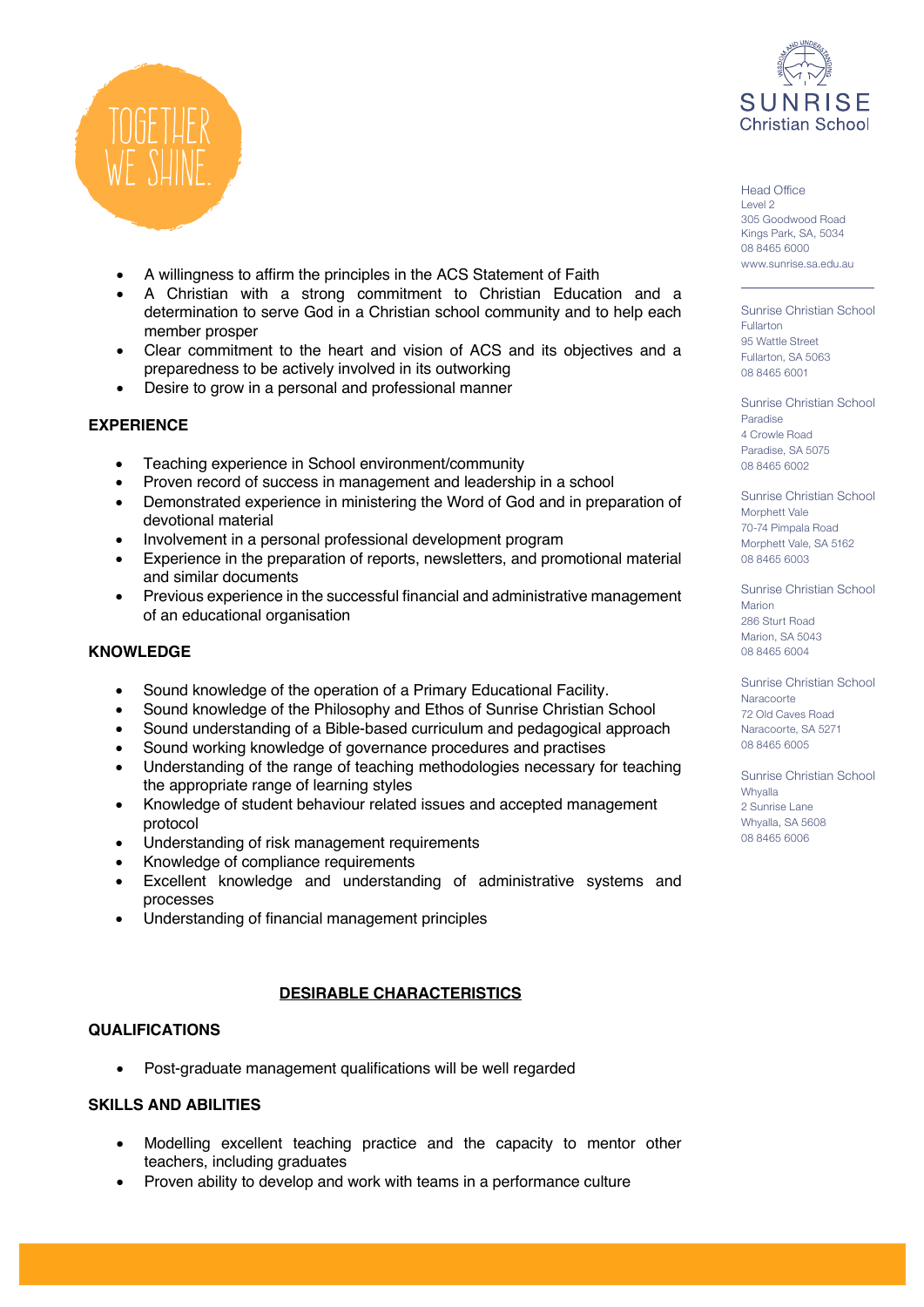- A willingness to affirm the principles in the ACS Statement of Faith
- A Christian with a strong commitment to Christian Education and a determination to serve God in a Christian school community and to help each member prosper
- Clear commitment to the heart and vision of ACS and its objectives and a preparedness to be actively involved in its outworking
- Desire to grow in a personal and professional manner

**EXPERIENCE**

- Teaching experience in School environment/community
- Proven record of success in management and leadership in a school
- Demonstrated experience in ministering the Word of God and in preparation of devotional material
- Involvement in a personal professional development program
- Experience in the preparation of reports, newsletters, and promotional material and similar documents
- Previous experience in the successful financial and administrative management of an educational organisation

**KNOWLEDGE**

- Sound knowledge of the operation of a Primary Educational Facility.
- Sound knowledge of the Philosophy and Ethos of Sunrise Christian School
- Sound understanding of a Bible-based curriculum and pedagogical approach
- Sound working knowledge of governance procedures and practises
- Understanding of the range of teaching methodologies necessary for teaching the appropriate range of learning styles
- Knowledge of student behaviour related issues and accepted management protocol
- Understanding of risk management requirements
- Knowledge of compliance requirements
- Excellent knowledge and understanding of administrative systems and processes
- Understanding of financial management principles

## DESIRABLE CHARACTERISTICS

**QUALIFICATIONS**

- Post-graduate management qualifications will be well regarded

**SKILLS AND ABILITIES**

- Modelling excellent teaching practice and the capacity to mentor other teachers, including graduates
- Proven ability to develop and work with teams in a performance culture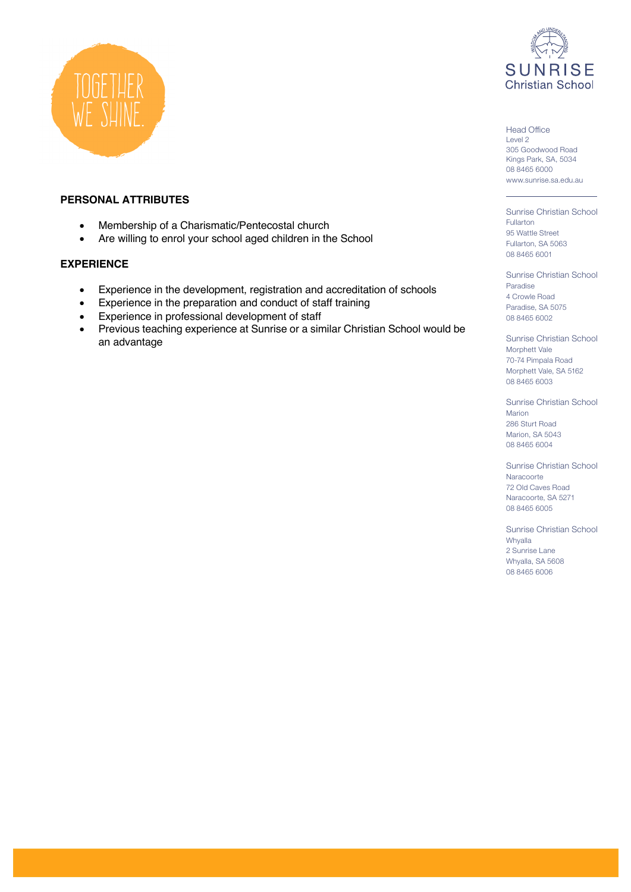TOGETHER WE SHINE.

SUNRISE
Christian School

Head Office
Level 2
305 Goodwood Road
Kings Park, SA, 5034
08 8465 6000
www.sunrise.sa.edu.au

Sunrise Christian School
Fullarton
95 Wattle Street
Fullarton, SA 5063
08 8465 6001

Sunrise Christian School
Paradise
4 Crowle Road
Paradise, SA 5075
08 8465 6002

Sunrise Christian School
Morphett Vale
70-74 Pimpala Road
Morphett Vale, SA 5162
08 8465 6003

Sunrise Christian School
Marion
286 Sturt Road
Marion, SA 5043
08 8465 6004

Sunrise Christian School
Naracoorte
72 Old Caves Road
Naracoorte, SA 5271
08 8465 6005

Sunrise Christian School
Whyalla
2 Sunrise Lane
Whyalla, SA 5608
08 8465 6006

**PERSONAL ATTRIBUTES**

- Membership of a Charismatic/Pentecostal church
- Are willing to enrol your school aged children in the School

**EXPERIENCE**

- Experience in the development, registration and accreditation of schools
- Experience in the preparation and conduct of staff training
- Experience in professional development of staff
- Previous teaching experience at Sunrise or a similar Christian School would be an advantage